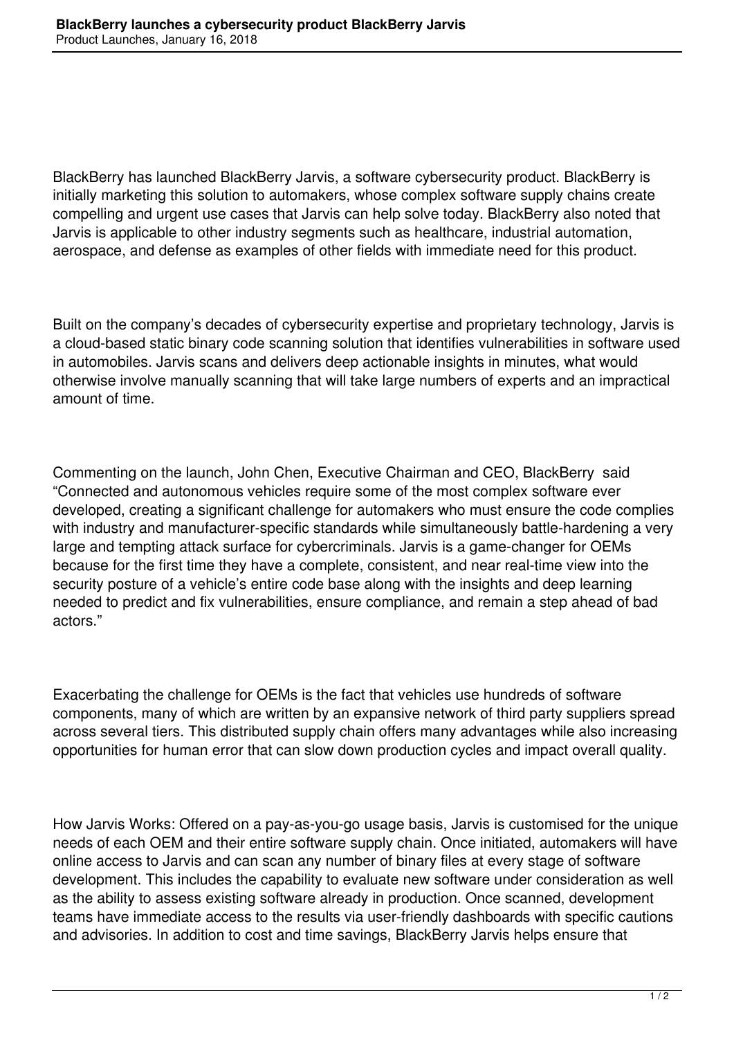# BlackBerry launches a cybersecurity product BlackBerry Jarvis

Product Launches, January 16, 2018

BlackBerry has launched BlackBerry Jarvis, a software cybersecurity product. BlackBerry is initially marketing this solution to automakers, whose complex software supply chains create compelling and urgent use cases that Jarvis can help solve today. BlackBerry also noted that Jarvis is applicable to other industry segments such as healthcare, industrial automation, aerospace, and defense as examples of other fields with immediate need for this product.

Built on the company's decades of cybersecurity expertise and proprietary technology, Jarvis is a cloud-based static binary code scanning solution that identifies vulnerabilities in software used in automobiles. Jarvis scans and delivers deep actionable insights in minutes, what would otherwise involve manually scanning that will take large numbers of experts and an impractical amount of time.

Commenting on the launch, John Chen, Executive Chairman and CEO, BlackBerry said "Connected and autonomous vehicles require some of the most complex software ever developed, creating a significant challenge for automakers who must ensure the code complies with industry and manufacturer-specific standards while simultaneously battle-hardening a very large and tempting attack surface for cybercriminals. Jarvis is a game-changer for OEMs because for the first time they have a complete, consistent, and near real-time view into the security posture of a vehicle's entire code base along with the insights and deep learning needed to predict and fix vulnerabilities, ensure compliance, and remain a step ahead of bad actors."

Exacerbating the challenge for OEMs is the fact that vehicles use hundreds of software components, many of which are written by an expansive network of third party suppliers spread across several tiers. This distributed supply chain offers many advantages while also increasing opportunities for human error that can slow down production cycles and impact overall quality.

How Jarvis Works: Offered on a pay-as-you-go usage basis, Jarvis is customised for the unique needs of each OEM and their entire software supply chain. Once initiated, automakers will have online access to Jarvis and can scan any number of binary files at every stage of software development. This includes the capability to evaluate new software under consideration as well as the ability to assess existing software already in production. Once scanned, development teams have immediate access to the results via user-friendly dashboards with specific cautions and advisories. In addition to cost and time savings, BlackBerry Jarvis helps ensure that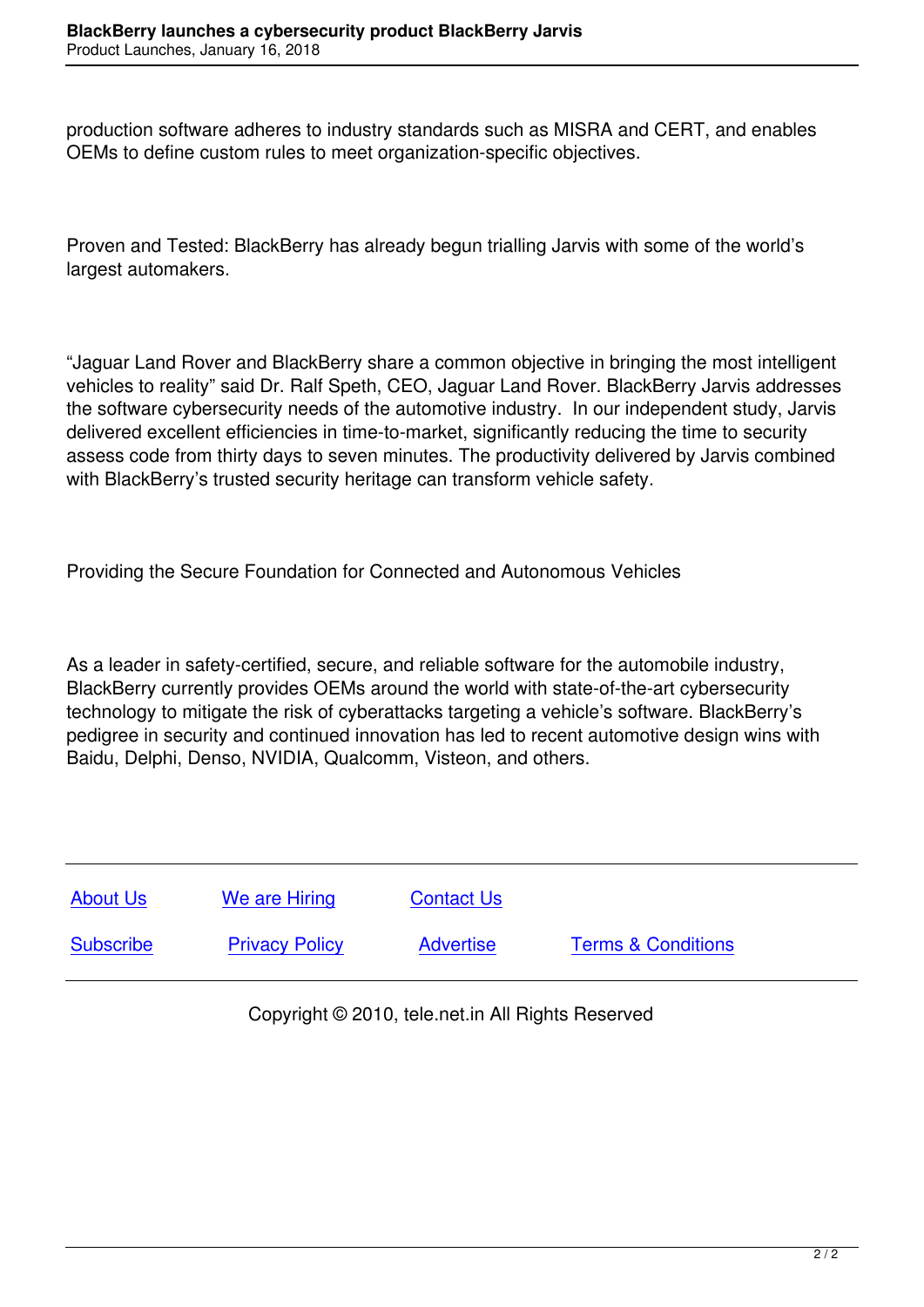production software adheres to industry standards such as MISRA and CERT, and enables OEMs to define custom rules to meet organization-specific objectives.

Proven and Tested: BlackBerry has already begun trialling Jarvis with some of the world's largest automakers.

"Jaguar Land Rover and BlackBerry share a common objective in bringing the most intelligent vehicles to reality" said Dr. Ralf Speth, CEO, Jaguar Land Rover. BlackBerry Jarvis addresses the software cybersecurity needs of the automotive industry. In our independent study, Jarvis delivered excellent efficiencies in time-to-market, significantly reducing the time to security assess code from thirty days to seven minutes. The productivity delivered by Jarvis combined with BlackBerry's trusted security heritage can transform vehicle safety.

Providing the Secure Foundation for Connected and Autonomous Vehicles

As a leader in safety-certified, secure, and reliable software for the automobile industry, BlackBerry currently provides OEMs around the world with state-of-the-art cybersecurity technology to mitigate the risk of cyberattacks targeting a vehicle's software. BlackBerry's pedigree in security and continued innovation has led to recent automotive design wins with Baidu, Delphi, Denso, NVIDIA, Qualcomm, Visteon, and others.

About Us | We are Hiring | Contact Us

Subscribe | Privacy Policy | Advertise | Terms & Conditions

Copyright © 2010, tele.net.in All Rights Reserved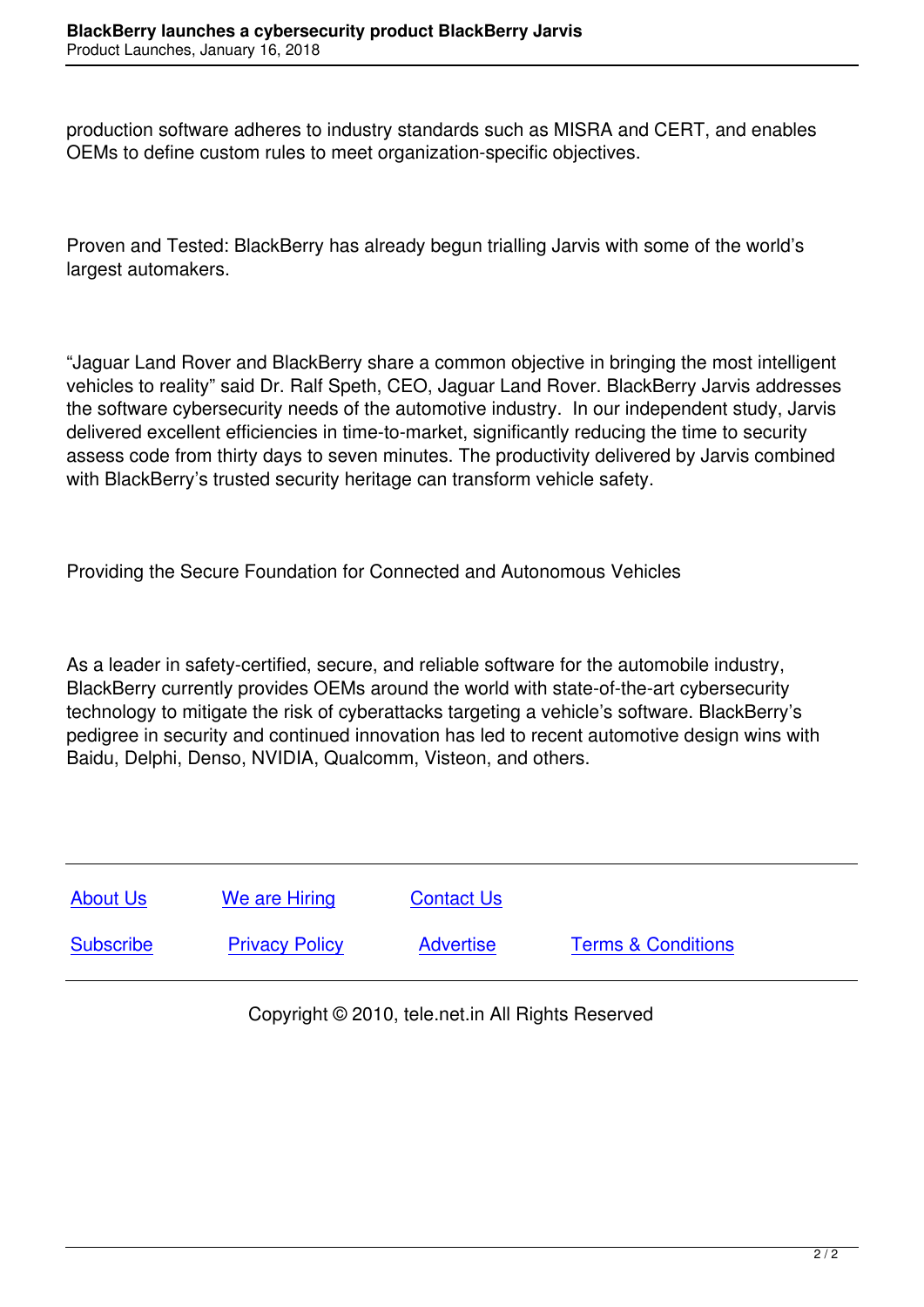production software adheres to industry standards such as MISRA and CERT, and enables OEMs to define custom rules to meet organization-specific objectives.

Proven and Tested: BlackBerry has already begun trialling Jarvis with some of the world's largest automakers.

"Jaguar Land Rover and BlackBerry share a common objective in bringing the most intelligent vehicles to reality" said Dr. Ralf Speth, CEO, Jaguar Land Rover. BlackBerry Jarvis addresses the software cybersecurity needs of the automotive industry. In our independent study, Jarvis delivered excellent efficiencies in time-to-market, significantly reducing the time to security assess code from thirty days to seven minutes. The productivity delivered by Jarvis combined with BlackBerry's trusted security heritage can transform vehicle safety.

Providing the Secure Foundation for Connected and Autonomous Vehicles

As a leader in safety-certified, secure, and reliable software for the automobile industry, BlackBerry currently provides OEMs around the world with state-of-the-art cybersecurity technology to mitigate the risk of cyberattacks targeting a vehicle's software. BlackBerry's pedigree in security and continued innovation has led to recent automotive design wins with Baidu, Delphi, Denso, NVIDIA, Qualcomm, Visteon, and others.

| | | | |
|---|---|---|---|
| About Us | We are Hiring | Contact Us | |
| Subscribe | Privacy Policy | Advertise | Terms & Conditions |

Copyright © 2010, tele.net.in All Rights Reserved